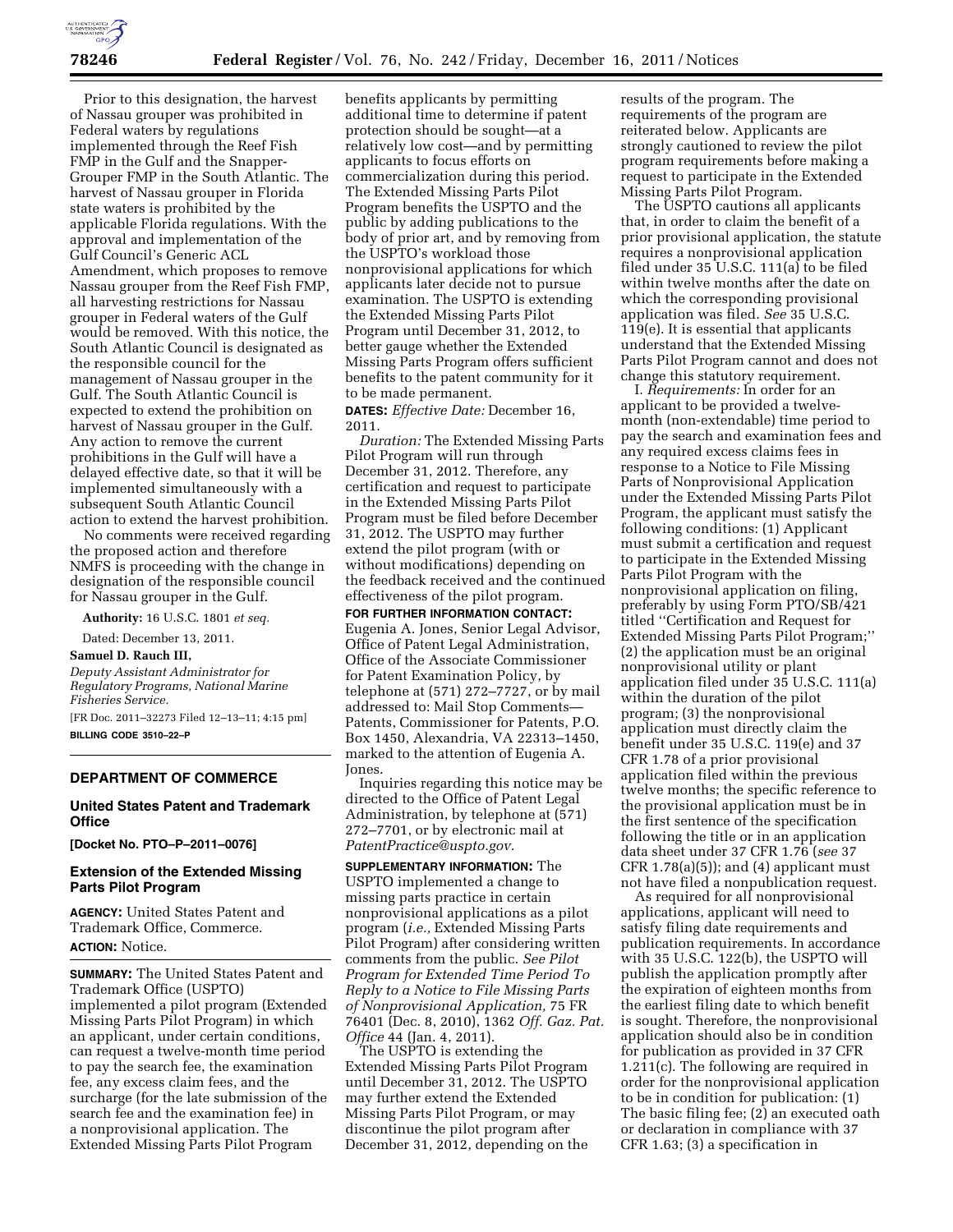Prior to this designation, the harvest of Nassau grouper was prohibited in Federal waters by regulations implemented through the Reef Fish FMP in the Gulf and the Snapper-Grouper FMP in the South Atlantic. The harvest of Nassau grouper in Florida state waters is prohibited by the applicable Florida regulations. With the approval and implementation of the Gulf Council's Generic ACL Amendment, which proposes to remove Nassau grouper from the Reef Fish FMP, all harvesting restrictions for Nassau grouper in Federal waters of the Gulf would be removed. With this notice, the South Atlantic Council is designated as the responsible council for the management of Nassau grouper in the Gulf. The South Atlantic Council is expected to extend the prohibition on harvest of Nassau grouper in the Gulf. Any action to remove the current prohibitions in the Gulf will have a delayed effective date, so that it will be implemented simultaneously with a subsequent South Atlantic Council action to extend the harvest prohibition.

No comments were received regarding the proposed action and therefore NMFS is proceeding with the change in designation of the responsible council for Nassau grouper in the Gulf.

**Authority:** 16 U.S.C. 1801 *et seq.*

Dated: December 13, 2011.

**Samuel D. Rauch III,**

*Deputy Assistant Administrator for Regulatory Programs, National Marine Fisheries Service.*

[FR Doc. 2011–32273 Filed 12–13–11; 4:15 pm]

**BILLING CODE 3510–22–P**

## DEPARTMENT OF COMMERCE

### United States Patent and Trademark Office

**[Docket No. PTO–P–2011–0076]**

### Extension of the Extended Missing Parts Pilot Program

**AGENCY:** United States Patent and Trademark Office, Commerce.

**ACTION:** Notice.

**SUMMARY:** The United States Patent and Trademark Office (USPTO) implemented a pilot program (Extended Missing Parts Pilot Program) in which an applicant, under certain conditions, can request a twelve-month time period to pay the search fee, the examination fee, any excess claim fees, and the surcharge (for the late submission of the search fee and the examination fee) in a nonprovisional application. The Extended Missing Parts Pilot Program benefits applicants by permitting additional time to determine if patent protection should be sought—at a relatively low cost—and by permitting applicants to focus efforts on commercialization during this period. The Extended Missing Parts Pilot Program benefits the USPTO and the public by adding publications to the body of prior art, and by removing from the USPTO's workload those nonprovisional applications for which applicants later decide not to pursue examination. The USPTO is extending the Extended Missing Parts Pilot Program until December 31, 2012, to better gauge whether the Extended Missing Parts Program offers sufficient benefits to the patent community for it to be made permanent.

**DATES:** *Effective Date:* December 16, 2011.

*Duration:* The Extended Missing Parts Pilot Program will run through December 31, 2012. Therefore, any certification and request to participate in the Extended Missing Parts Pilot Program must be filed before December 31, 2012. The USPTO may further extend the pilot program (with or without modifications) depending on the feedback received and the continued effectiveness of the pilot program.

**FOR FURTHER INFORMATION CONTACT:** Eugenia A. Jones, Senior Legal Advisor, Office of Patent Legal Administration, Office of the Associate Commissioner for Patent Examination Policy, by telephone at (571) 272–7727, or by mail addressed to: Mail Stop Comments—Patents, Commissioner for Patents, P.O. Box 1450, Alexandria, VA 22313–1450, marked to the attention of Eugenia A. Jones.

Inquiries regarding this notice may be directed to the Office of Patent Legal Administration, by telephone at (571) 272–7701, or by electronic mail at *PatentPractice@uspto.gov.*

**SUPPLEMENTARY INFORMATION:** The USPTO implemented a change to missing parts practice in certain nonprovisional applications as a pilot program (*i.e.,* Extended Missing Parts Pilot Program) after considering written comments from the public. *See Pilot Program for Extended Time Period To Reply to a Notice to File Missing Parts of Nonprovisional Application,* 75 FR 76401 (Dec. 8, 2010), 1362 *Off. Gaz. Pat. Office* 44 (Jan. 4, 2011).

The USPTO is extending the Extended Missing Parts Pilot Program until December 31, 2012. The USPTO may further extend the Extended Missing Parts Pilot Program, or may discontinue the pilot program after December 31, 2012, depending on the results of the program. The requirements of the program are reiterated below. Applicants are strongly cautioned to review the pilot program requirements before making a request to participate in the Extended Missing Parts Pilot Program.

The USPTO cautions all applicants that, in order to claim the benefit of a prior provisional application, the statute requires a nonprovisional application filed under 35 U.S.C. 111(a) to be filed within twelve months after the date on which the corresponding provisional application was filed. *See* 35 U.S.C. 119(e). It is essential that applicants understand that the Extended Missing Parts Pilot Program cannot and does not change this statutory requirement.

I. *Requirements:* In order for an applicant to be provided a twelve-month (non-extendable) time period to pay the search and examination fees and any required excess claims fees in response to a Notice to File Missing Parts of Nonprovisional Application under the Extended Missing Parts Pilot Program, the applicant must satisfy the following conditions: (1) Applicant must submit a certification and request to participate in the Extended Missing Parts Pilot Program with the nonprovisional application on filing, preferably by using Form PTO/SB/421 titled ''Certification and Request for Extended Missing Parts Pilot Program;'' (2) the application must be an original nonprovisional utility or plant application filed under 35 U.S.C. 111(a) within the duration of the pilot program; (3) the nonprovisional application must directly claim the benefit under 35 U.S.C. 119(e) and 37 CFR 1.78 of a prior provisional application filed within the previous twelve months; the specific reference to the provisional application must be in the first sentence of the specification following the title or in an application data sheet under 37 CFR 1.76 (*see* 37 CFR 1.78(a)(5)); and (4) applicant must not have filed a nonpublication request.

As required for all nonprovisional applications, applicant will need to satisfy filing date requirements and publication requirements. In accordance with 35 U.S.C. 122(b), the USPTO will publish the application promptly after the expiration of eighteen months from the earliest filing date to which benefit is sought. Therefore, the nonprovisional application should also be in condition for publication as provided in 37 CFR 1.211(c). The following are required in order for the nonprovisional application to be in condition for publication: (1) The basic filing fee; (2) an executed oath or declaration in compliance with 37 CFR 1.63; (3) a specification in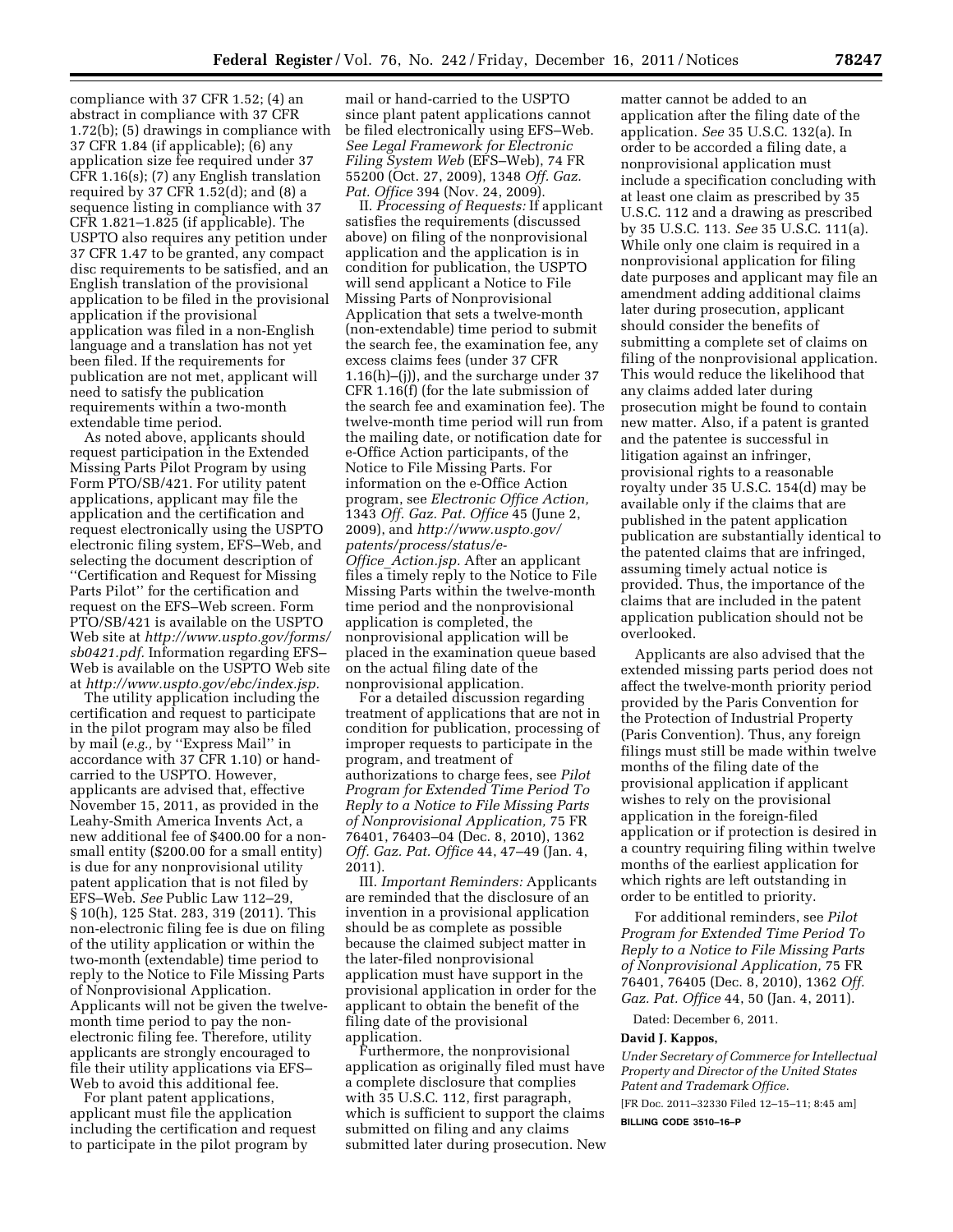compliance with 37 CFR 1.52; (4) an abstract in compliance with 37 CFR 1.72(b); (5) drawings in compliance with 37 CFR 1.84 (if applicable); (6) any application size fee required under 37 CFR 1.16(s); (7) any English translation required by 37 CFR 1.52(d); and (8) a sequence listing in compliance with 37 CFR 1.821–1.825 (if applicable). The USPTO also requires any petition under 37 CFR 1.47 to be granted, any compact disc requirements to be satisfied, and an English translation of the provisional application to be filed in the provisional application if the provisional application was filed in a non-English language and a translation has not yet been filed. If the requirements for publication are not met, applicant will need to satisfy the publication requirements within a two-month extendable time period.

As noted above, applicants should request participation in the Extended Missing Parts Pilot Program by using Form PTO/SB/421. For utility patent applications, applicant may file the application and the certification and request electronically using the USPTO electronic filing system, EFS–Web, and selecting the document description of ''Certification and Request for Missing Parts Pilot'' for the certification and request on the EFS–Web screen. Form PTO/SB/421 is available on the USPTO Web site at *http://www.uspto.gov/forms/sb0421.pdf.* Information regarding EFS–Web is available on the USPTO Web site at *http://www.uspto.gov/ebc/index.jsp.*

The utility application including the certification and request to participate in the pilot program may also be filed by mail (*e.g.,* by ''Express Mail'' in accordance with 37 CFR 1.10) or hand-carried to the USPTO. However, applicants are advised that, effective November 15, 2011, as provided in the Leahy-Smith America Invents Act, a new additional fee of $400.00 for a non-small entity ($200.00 for a small entity) is due for any nonprovisional utility patent application that is not filed by EFS–Web. *See* Public Law 112–29, § 10(h), 125 Stat. 283, 319 (2011). This non-electronic filing fee is due on filing of the utility application or within the two-month (extendable) time period to reply to the Notice to File Missing Parts of Nonprovisional Application. Applicants will not be given the twelve-month time period to pay the non-electronic filing fee. Therefore, utility applicants are strongly encouraged to file their utility applications via EFS–Web to avoid this additional fee.

For plant patent applications, applicant must file the application including the certification and request to participate in the pilot program by mail or hand-carried to the USPTO since plant patent applications cannot be filed electronically using EFS–Web. *See Legal Framework for Electronic Filing System Web* (EFS–Web), 74 FR 55200 (Oct. 27, 2009), 1348 *Off. Gaz. Pat. Office* 394 (Nov. 24, 2009).

II. *Processing of Requests:* If applicant satisfies the requirements (discussed above) on filing of the nonprovisional application and the application is in condition for publication, the USPTO will send applicant a Notice to File Missing Parts of Nonprovisional Application that sets a twelve-month (non-extendable) time period to submit the search fee, the examination fee, any excess claims fees (under 37 CFR 1.16(h)–(j)), and the surcharge under 37 CFR 1.16(f) (for the late submission of the search fee and examination fee). The twelve-month time period will run from the mailing date, or notification date for e-Office Action participants, of the Notice to File Missing Parts. For information on the e-Office Action program, see *Electronic Office Action,* 1343 *Off. Gaz. Pat. Office* 45 (June 2, 2009), and *http://www.uspto.gov/patents/process/status/e-Office_Action.jsp.* After an applicant files a timely reply to the Notice to File Missing Parts within the twelve-month time period and the nonprovisional application is completed, the nonprovisional application will be placed in the examination queue based on the actual filing date of the nonprovisional application.

For a detailed discussion regarding treatment of applications that are not in condition for publication, processing of improper requests to participate in the program, and treatment of authorizations to charge fees, see *Pilot Program for Extended Time Period To Reply to a Notice to File Missing Parts of Nonprovisional Application,* 75 FR 76401, 76403–04 (Dec. 8, 2010), 1362 *Off. Gaz. Pat. Office* 44, 47–49 (Jan. 4, 2011).

III. *Important Reminders:* Applicants are reminded that the disclosure of an invention in a provisional application should be as complete as possible because the claimed subject matter in the later-filed nonprovisional application must have support in the provisional application in order for the applicant to obtain the benefit of the filing date of the provisional application.

Furthermore, the nonprovisional application as originally filed must have a complete disclosure that complies with 35 U.S.C. 112, first paragraph, which is sufficient to support the claims submitted on filing and any claims submitted later during prosecution. New matter cannot be added to an application after the filing date of the application. *See* 35 U.S.C. 132(a). In order to be accorded a filing date, a nonprovisional application must include a specification concluding with at least one claim as prescribed by 35 U.S.C. 112 and a drawing as prescribed by 35 U.S.C. 113. *See* 35 U.S.C. 111(a). While only one claim is required in a nonprovisional application for filing date purposes and applicant may file an amendment adding additional claims later during prosecution, applicant should consider the benefits of submitting a complete set of claims on filing of the nonprovisional application. This would reduce the likelihood that any claims added later during prosecution might be found to contain new matter. Also, if a patent is granted and the patentee is successful in litigation against an infringer, provisional rights to a reasonable royalty under 35 U.S.C. 154(d) may be available only if the claims that are published in the patent application publication are substantially identical to the patented claims that are infringed, assuming timely actual notice is provided. Thus, the importance of the claims that are included in the patent application publication should not be overlooked.

Applicants are also advised that the extended missing parts period does not affect the twelve-month priority period provided by the Paris Convention for the Protection of Industrial Property (Paris Convention). Thus, any foreign filings must still be made within twelve months of the filing date of the provisional application if applicant wishes to rely on the provisional application in the foreign-filed application or if protection is desired in a country requiring filing within twelve months of the earliest application for which rights are left outstanding in order to be entitled to priority.

For additional reminders, see *Pilot Program for Extended Time Period To Reply to a Notice to File Missing Parts of Nonprovisional Application,* 75 FR 76401, 76405 (Dec. 8, 2010), 1362 *Off. Gaz. Pat. Office* 44, 50 (Jan. 4, 2011).

Dated: December 6, 2011.

**David J. Kappos,**

*Under Secretary of Commerce for Intellectual Property and Director of the United States Patent and Trademark Office.*

[FR Doc. 2011–32330 Filed 12–15–11; 8:45 am]

**BILLING CODE 3510–16–P**